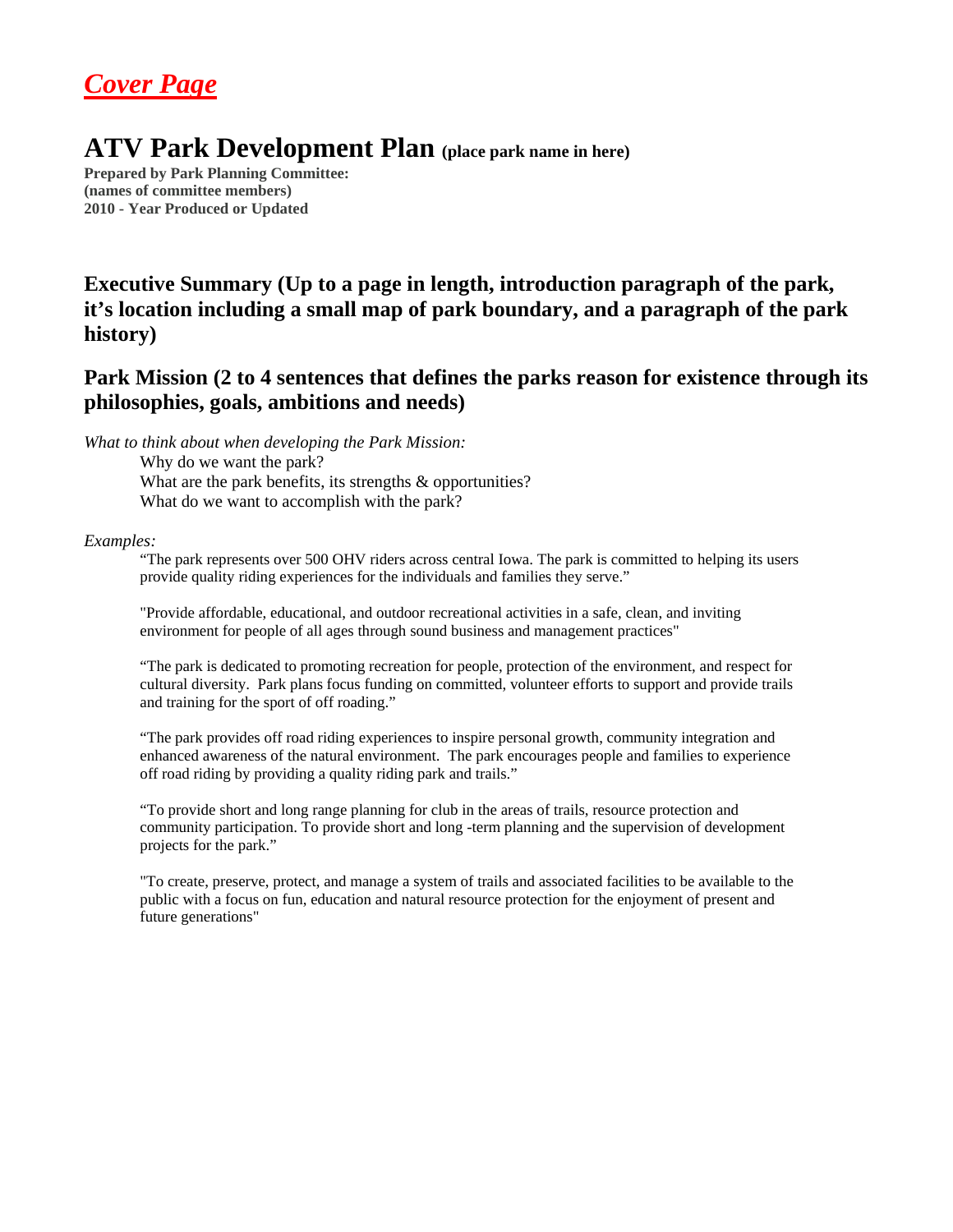# *Cover Page*

# ATV Park Development Plan (place park name in here)

**Prepared by Park Planning Committee:**
**(names of committee members)**
**2010 - Year Produced or Updated**

## Executive Summary (Up to a page in length, introduction paragraph of the park, it's location including a small map of park boundary, and a paragraph of the park history)

## Park Mission (2 to 4 sentences that defines the parks reason for existence through its philosophies, goals, ambitions and needs)

*What to think about when developing the Park Mission:*

Why do we want the park?
What are the park benefits, its strengths & opportunities?
What do we want to accomplish with the park?

*Examples:*

"The park represents over 500 OHV riders across central Iowa. The park is committed to helping its users provide quality riding experiences for the individuals and families they serve."

"Provide affordable, educational, and outdoor recreational activities in a safe, clean, and inviting environment for people of all ages through sound business and management practices"

"The park is dedicated to promoting recreation for people, protection of the environment, and respect for cultural diversity. Park plans focus funding on committed, volunteer efforts to support and provide trails and training for the sport of off roading."

"The park provides off road riding experiences to inspire personal growth, community integration and enhanced awareness of the natural environment. The park encourages people and families to experience off road riding by providing a quality riding park and trails."

"To provide short and long range planning for club in the areas of trails, resource protection and community participation. To provide short and long -term planning and the supervision of development projects for the park."

"To create, preserve, protect, and manage a system of trails and associated facilities to be available to the public with a focus on fun, education and natural resource protection for the enjoyment of present and future generations"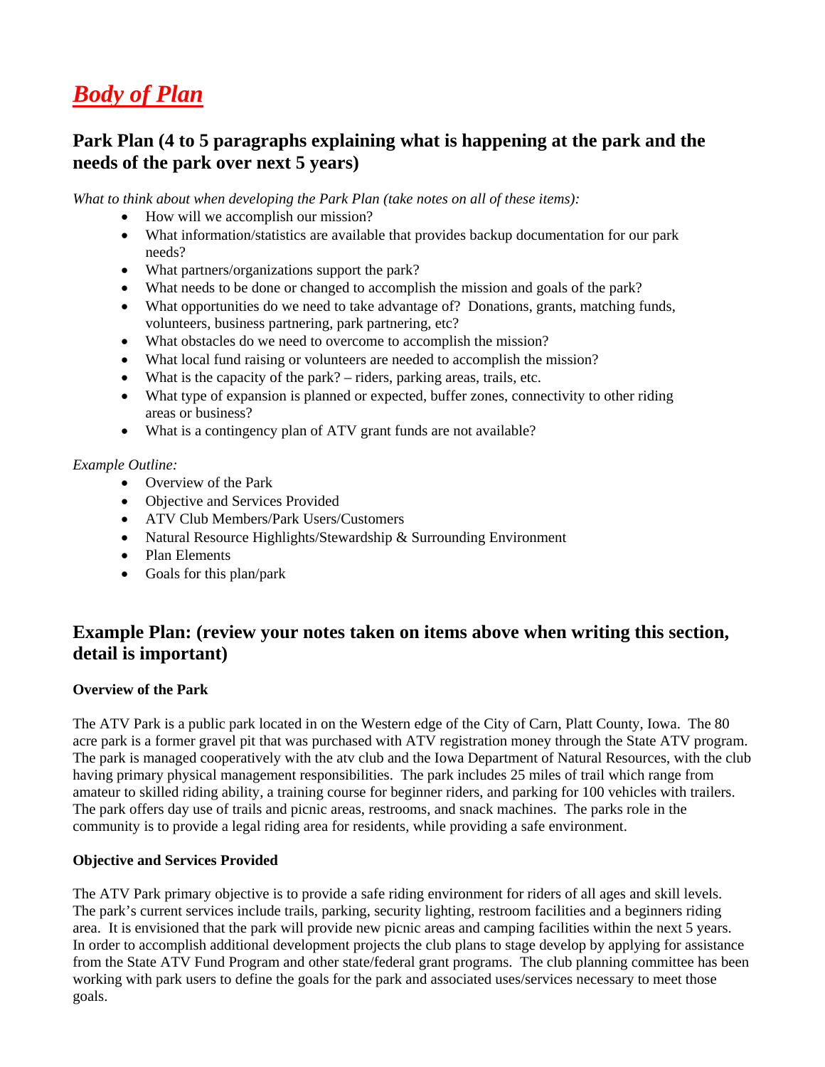# ***Body of Plan***

## Park Plan (4 to 5 paragraphs explaining what is happening at the park and the needs of the park over next 5 years)

*What to think about when developing the Park Plan (take notes on all of these items):*

- How will we accomplish our mission?
- What information/statistics are available that provides backup documentation for our park needs?
- What partners/organizations support the park?
- What needs to be done or changed to accomplish the mission and goals of the park?
- What opportunities do we need to take advantage of? Donations, grants, matching funds, volunteers, business partnering, park partnering, etc?
- What obstacles do we need to overcome to accomplish the mission?
- What local fund raising or volunteers are needed to accomplish the mission?
- What is the capacity of the park? – riders, parking areas, trails, etc.
- What type of expansion is planned or expected, buffer zones, connectivity to other riding areas or business?
- What is a contingency plan of ATV grant funds are not available?

*Example Outline:*

- Overview of the Park
- Objective and Services Provided
- ATV Club Members/Park Users/Customers
- Natural Resource Highlights/Stewardship & Surrounding Environment
- Plan Elements
- Goals for this plan/park

## Example Plan: (review your notes taken on items above when writing this section, detail is important)

**Overview of the Park**

The ATV Park is a public park located in on the Western edge of the City of Carn, Platt County, Iowa. The 80 acre park is a former gravel pit that was purchased with ATV registration money through the State ATV program. The park is managed cooperatively with the atv club and the Iowa Department of Natural Resources, with the club having primary physical management responsibilities. The park includes 25 miles of trail which range from amateur to skilled riding ability, a training course for beginner riders, and parking for 100 vehicles with trailers. The park offers day use of trails and picnic areas, restrooms, and snack machines. The parks role in the community is to provide a legal riding area for residents, while providing a safe environment.

**Objective and Services Provided**

The ATV Park primary objective is to provide a safe riding environment for riders of all ages and skill levels. The park's current services include trails, parking, security lighting, restroom facilities and a beginners riding area. It is envisioned that the park will provide new picnic areas and camping facilities within the next 5 years. In order to accomplish additional development projects the club plans to stage develop by applying for assistance from the State ATV Fund Program and other state/federal grant programs. The club planning committee has been working with park users to define the goals for the park and associated uses/services necessary to meet those goals.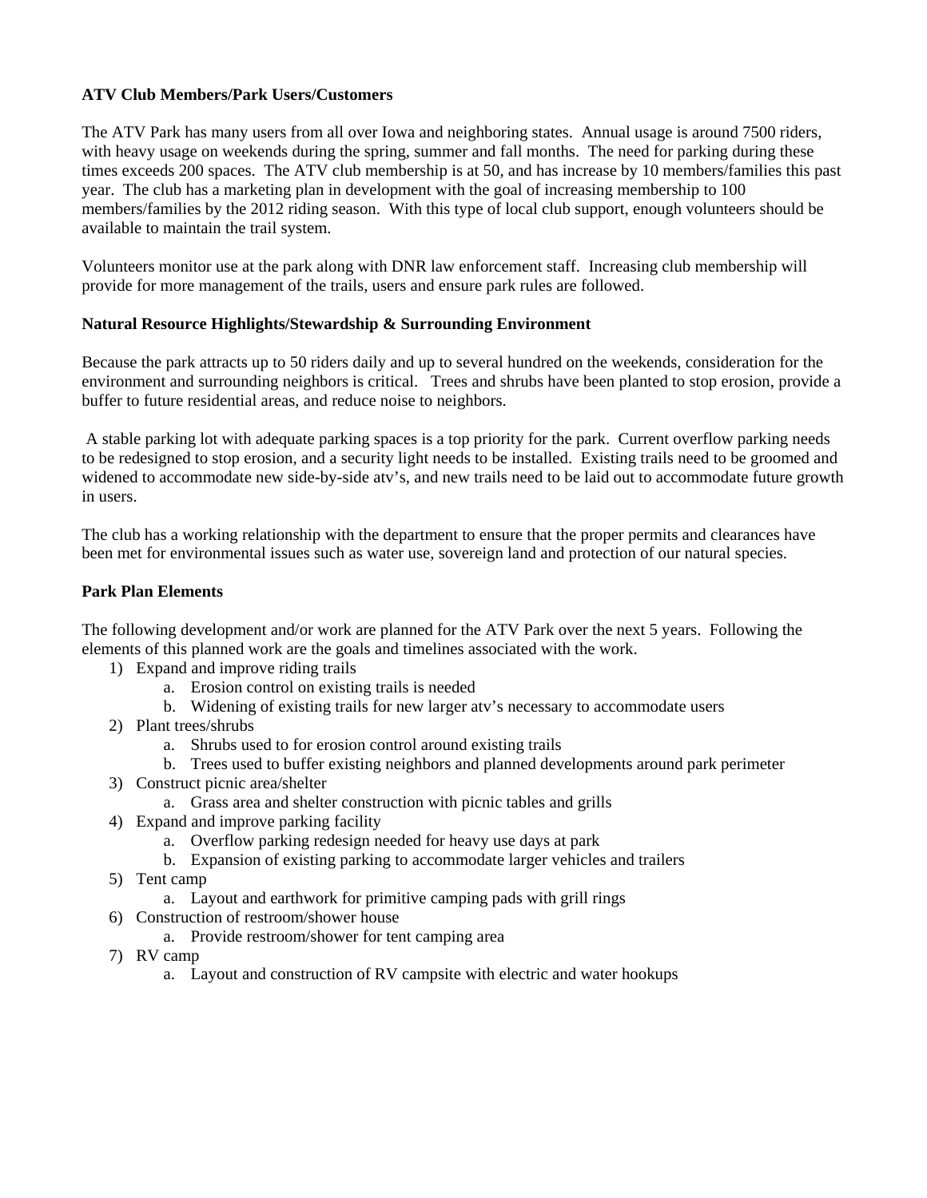**ATV Club Members/Park Users/Customers**

The ATV Park has many users from all over Iowa and neighboring states. Annual usage is around 7500 riders, with heavy usage on weekends during the spring, summer and fall months. The need for parking during these times exceeds 200 spaces. The ATV club membership is at 50, and has increase by 10 members/families this past year. The club has a marketing plan in development with the goal of increasing membership to 100 members/families by the 2012 riding season. With this type of local club support, enough volunteers should be available to maintain the trail system.

Volunteers monitor use at the park along with DNR law enforcement staff. Increasing club membership will provide for more management of the trails, users and ensure park rules are followed.

**Natural Resource Highlights/Stewardship & Surrounding Environment**

Because the park attracts up to 50 riders daily and up to several hundred on the weekends, consideration for the environment and surrounding neighbors is critical. Trees and shrubs have been planted to stop erosion, provide a buffer to future residential areas, and reduce noise to neighbors.

A stable parking lot with adequate parking spaces is a top priority for the park. Current overflow parking needs to be redesigned to stop erosion, and a security light needs to be installed. Existing trails need to be groomed and widened to accommodate new side-by-side atv's, and new trails need to be laid out to accommodate future growth in users.

The club has a working relationship with the department to ensure that the proper permits and clearances have been met for environmental issues such as water use, sovereign land and protection of our natural species.

**Park Plan Elements**

The following development and/or work are planned for the ATV Park over the next 5 years. Following the elements of this planned work are the goals and timelines associated with the work.

1) Expand and improve riding trails
   a. Erosion control on existing trails is needed
   b. Widening of existing trails for new larger atv's necessary to accommodate users
2) Plant trees/shrubs
   a. Shrubs used to for erosion control around existing trails
   b. Trees used to buffer existing neighbors and planned developments around park perimeter
3) Construct picnic area/shelter
   a. Grass area and shelter construction with picnic tables and grills
4) Expand and improve parking facility
   a. Overflow parking redesign needed for heavy use days at park
   b. Expansion of existing parking to accommodate larger vehicles and trailers
5) Tent camp
   a. Layout and earthwork for primitive camping pads with grill rings
6) Construction of restroom/shower house
   a. Provide restroom/shower for tent camping area
7) RV camp
   a. Layout and construction of RV campsite with electric and water hookups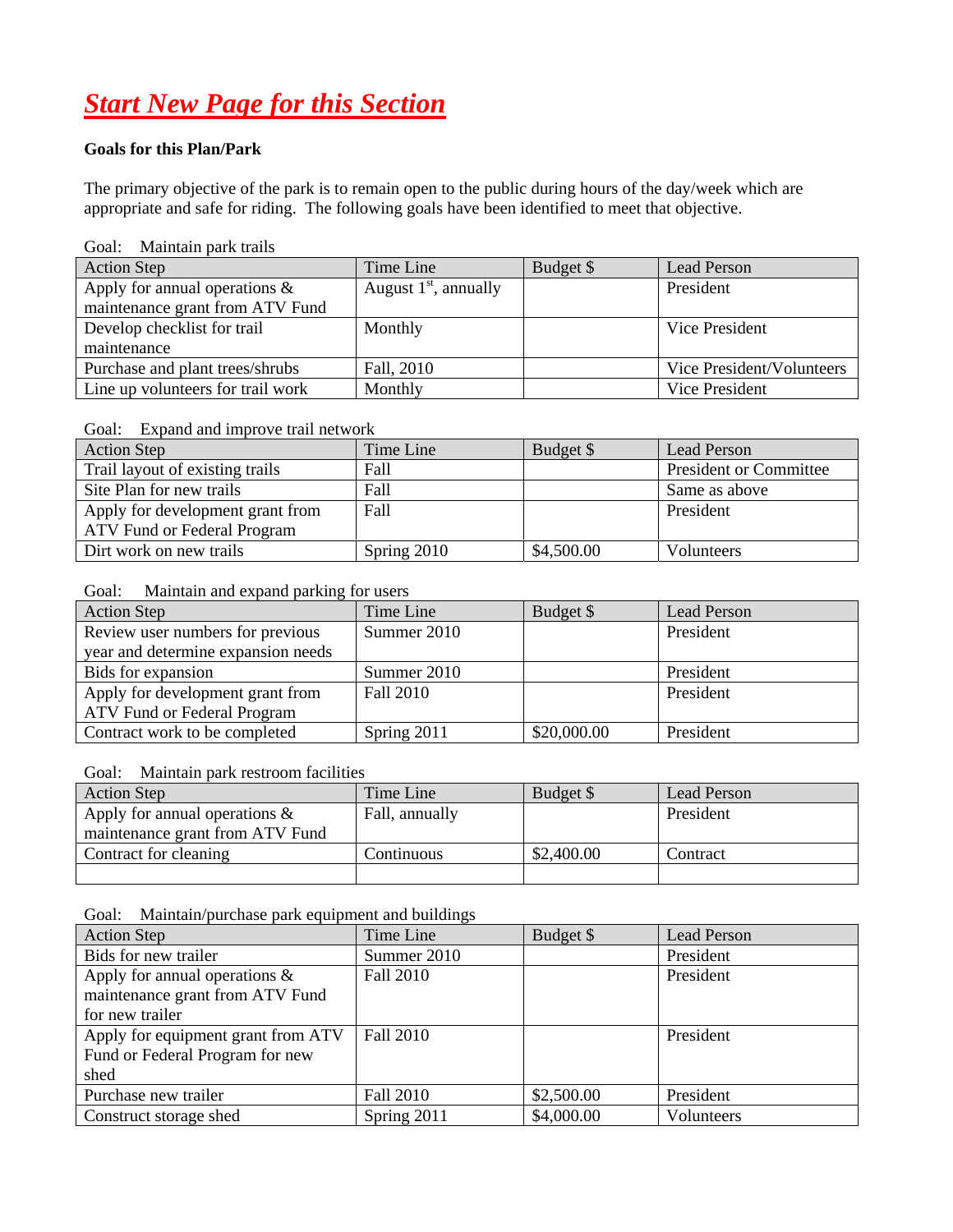# ***Start New Page for this Section***

**Goals for this Plan/Park**

The primary objective of the park is to remain open to the public during hours of the day/week which are appropriate and safe for riding. The following goals have been identified to meet that objective.

Goal: Maintain park trails

| Action Step | Time Line | Budget $ | Lead Person |
|---|---|---|---|
| Apply for annual operations & maintenance grant from ATV Fund | August 1st, annually | | President |
| Develop checklist for trail maintenance | Monthly | | Vice President |
| Purchase and plant trees/shrubs | Fall, 2010 | | Vice President/Volunteers |
| Line up volunteers for trail work | Monthly | | Vice President |

Goal: Expand and improve trail network

| Action Step | Time Line | Budget $ | Lead Person |
|---|---|---|---|
| Trail layout of existing trails | Fall | | President or Committee |
| Site Plan for new trails | Fall | | Same as above |
| Apply for development grant from ATV Fund or Federal Program | Fall | | President |
| Dirt work on new trails | Spring 2010 | $4,500.00 | Volunteers |

Goal: Maintain and expand parking for users

| Action Step | Time Line | Budget $ | Lead Person |
|---|---|---|---|
| Review user numbers for previous year and determine expansion needs | Summer 2010 | | President |
| Bids for expansion | Summer 2010 | | President |
| Apply for development grant from ATV Fund or Federal Program | Fall 2010 | | President |
| Contract work to be completed | Spring 2011 | $20,000.00 | President |

Goal: Maintain park restroom facilities

| Action Step | Time Line | Budget $ | Lead Person |
|---|---|---|---|
| Apply for annual operations & maintenance grant from ATV Fund | Fall, annually | | President |
| Contract for cleaning | Continuous | $2,400.00 | Contract |
| | | | |

Goal: Maintain/purchase park equipment and buildings

| Action Step | Time Line | Budget $ | Lead Person |
|---|---|---|---|
| Bids for new trailer | Summer 2010 | | President |
| Apply for annual operations & maintenance grant from ATV Fund for new trailer | Fall 2010 | | President |
| Apply for equipment grant from ATV Fund or Federal Program for new shed | Fall 2010 | | President |
| Purchase new trailer | Fall 2010 | $2,500.00 | President |
| Construct storage shed | Spring 2011 | $4,000.00 | Volunteers |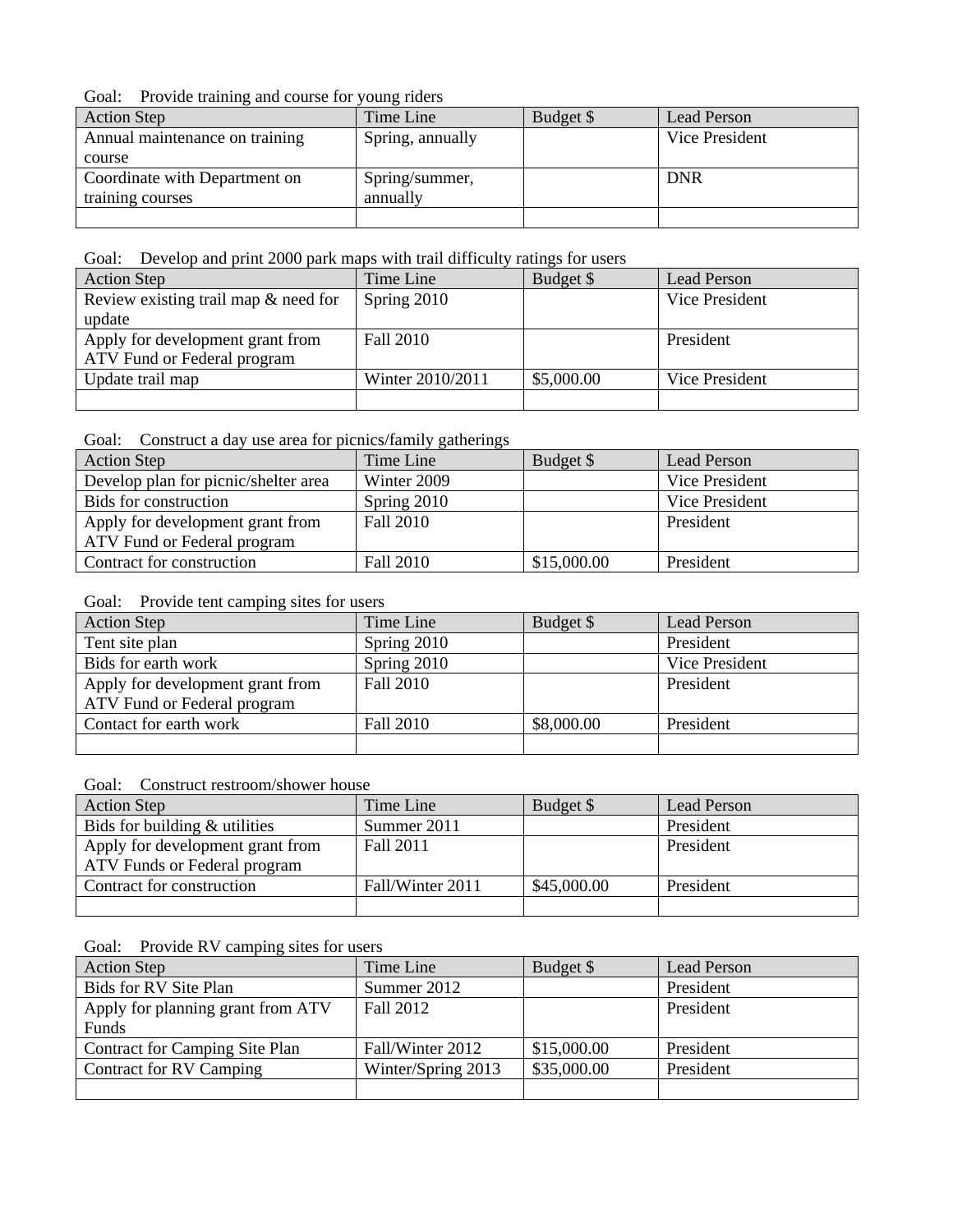Goal: Provide training and course for young riders

| Action Step | Time Line | Budget $ | Lead Person |
|---|---|---|---|
| Annual maintenance on training course | Spring, annually | | Vice President |
| Coordinate with Department on training courses | Spring/summer, annually | | DNR |
| | | | |

Goal: Develop and print 2000 park maps with trail difficulty ratings for users

| Action Step | Time Line | Budget $ | Lead Person |
|---|---|---|---|
| Review existing trail map & need for update | Spring 2010 | | Vice President |
| Apply for development grant from ATV Fund or Federal program | Fall 2010 | | President |
| Update trail map | Winter 2010/2011 | $5,000.00 | Vice President |
| | | | |

Goal: Construct a day use area for picnics/family gatherings

| Action Step | Time Line | Budget $ | Lead Person |
|---|---|---|---|
| Develop plan for picnic/shelter area | Winter 2009 | | Vice President |
| Bids for construction | Spring 2010 | | Vice President |
| Apply for development grant from ATV Fund or Federal program | Fall 2010 | | President |
| Contract for construction | Fall 2010 | $15,000.00 | President |

Goal: Provide tent camping sites for users

| Action Step | Time Line | Budget $ | Lead Person |
|---|---|---|---|
| Tent site plan | Spring 2010 | | President |
| Bids for earth work | Spring 2010 | | Vice President |
| Apply for development grant from ATV Fund or Federal program | Fall 2010 | | President |
| Contact for earth work | Fall 2010 | $8,000.00 | President |
| | | | |

Goal: Construct restroom/shower house

| Action Step | Time Line | Budget $ | Lead Person |
|---|---|---|---|
| Bids for building & utilities | Summer 2011 | | President |
| Apply for development grant from ATV Funds or Federal program | Fall 2011 | | President |
| Contract for construction | Fall/Winter 2011 | $45,000.00 | President |
| | | | |

Goal: Provide RV camping sites for users

| Action Step | Time Line | Budget $ | Lead Person |
|---|---|---|---|
| Bids for RV Site Plan | Summer 2012 | | President |
| Apply for planning grant from ATV Funds | Fall 2012 | | President |
| Contract for Camping Site Plan | Fall/Winter 2012 | $15,000.00 | President |
| Contract for RV Camping | Winter/Spring 2013 | $35,000.00 | President |
| | | | |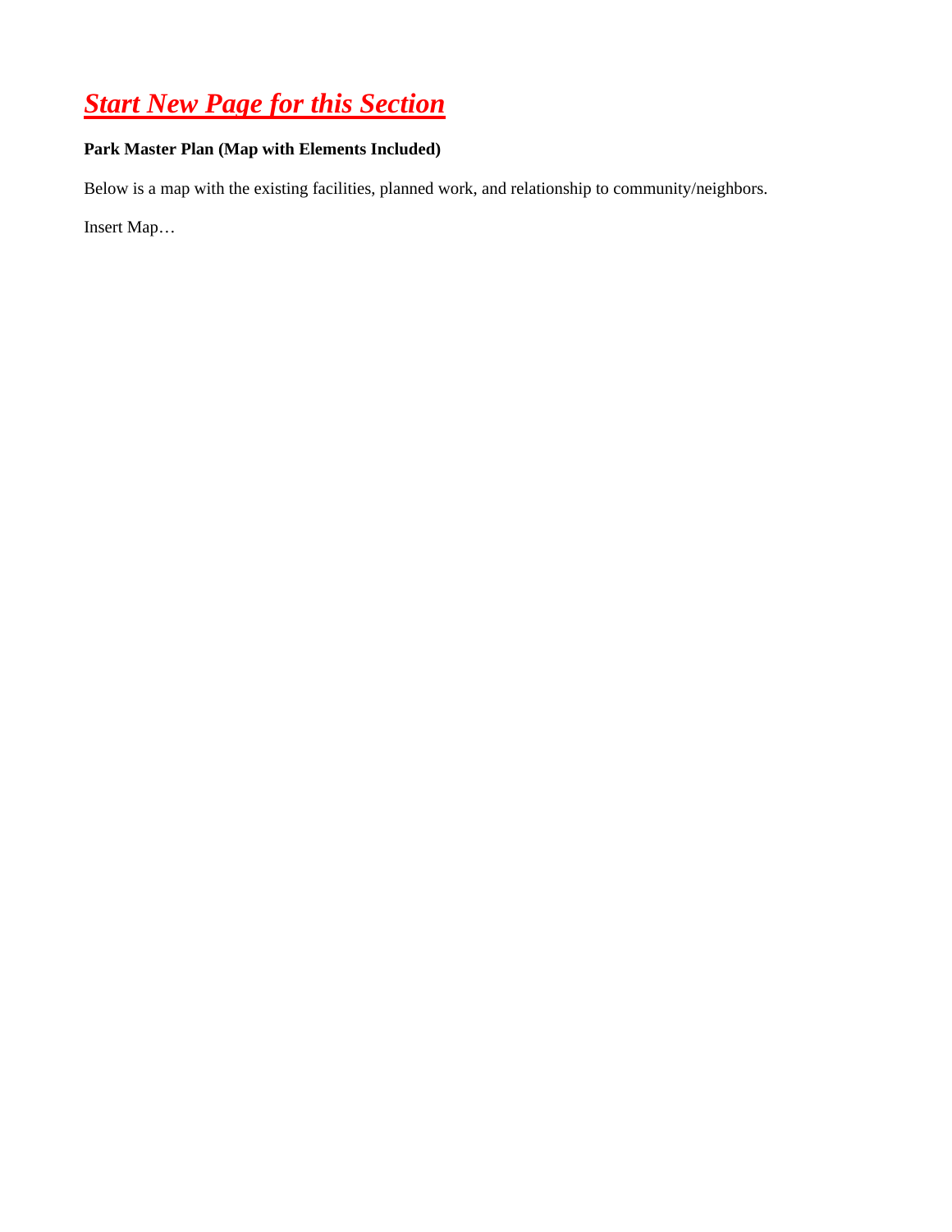# ***Start New Page for this Section***

**Park Master Plan (Map with Elements Included)**

Below is a map with the existing facilities, planned work, and relationship to community/neighbors.

Insert Map…